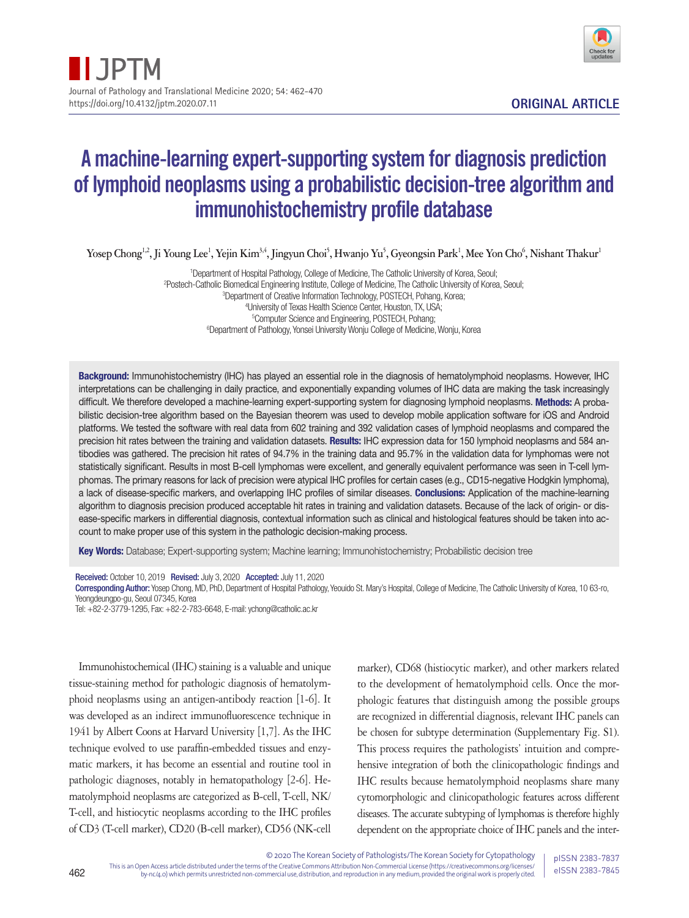ORIGINAL ARTICLE

# A machine-learning expert-supporting system for diagnosis prediction of lymphoid neoplasms using a probabilistic decision-tree algorithm and immunohistochemistry profile database

Yosep Chong[1,2], Ji Young Lee[1], Yejin Kim[3,4], Jingyun Choi[5], Hwanjo Yu[5], Gyeongsin Park[1], Mee Yon Cho[6], Nishant Thakur[1]

[1]Department of Hospital Pathology, College of Medicine, The Catholic University of Korea, Seoul;
[2]Postech-Catholic Biomedical Engineering Institute, College of Medicine, The Catholic University of Korea, Seoul;
[3]Department of Creative Information Technology, POSTECH, Pohang, Korea;
[4]University of Texas Health Science Center, Houston, TX, USA;
[5]Computer Science and Engineering, POSTECH, Pohang;
[6]Department of Pathology, Yonsei University Wonju College of Medicine, Wonju, Korea

**Background:** Immunohistochemistry (IHC) has played an essential role in the diagnosis of hematolymphoid neoplasms. However, IHC interpretations can be challenging in daily practice, and exponentially expanding volumes of IHC data are making the task increasingly difficult. We therefore developed a machine-learning expert-supporting system for diagnosing lymphoid neoplasms. **Methods:** A probabilistic decision-tree algorithm based on the Bayesian theorem was used to develop mobile application software for iOS and Android platforms. We tested the software with real data from 602 training and 392 validation cases of lymphoid neoplasms and compared the precision hit rates between the training and validation datasets. **Results:** IHC expression data for 150 lymphoid neoplasms and 584 antibodies was gathered. The precision hit rates of 94.7% in the training data and 95.7% in the validation data for lymphomas were not statistically significant. Results in most B-cell lymphomas were excellent, and generally equivalent performance was seen in T-cell lymphomas. The primary reasons for lack of precision were atypical IHC profiles for certain cases (e.g., CD15-negative Hodgkin lymphoma), a lack of disease-specific markers, and overlapping IHC profiles of similar diseases. **Conclusions:** Application of the machine-learning algorithm to diagnosis precision produced acceptable hit rates in training and validation datasets. Because of the lack of origin- or disease-specific markers in differential diagnosis, contextual information such as clinical and histological features should be taken into account to make proper use of this system in the pathologic decision-making process.

**Key Words:** Database; Expert-supporting system; Machine learning; Immunohistochemistry; Probabilistic decision tree

**Received:** October 10, 2019 **Revised:** July 3, 2020 **Accepted:** July 11, 2020
**Corresponding Author:** Yosep Chong, MD, PhD, Department of Hospital Pathology, Yeouido St. Mary's Hospital, College of Medicine, The Catholic University of Korea, 10 63-ro, Yeongdeungpo-gu, Seoul 07345, Korea
Tel: +82-2-3779-1295, Fax: +82-2-783-6648, E-mail: ychong@catholic.ac.kr

Immunohistochemical (IHC) staining is a valuable and unique tissue-staining method for pathologic diagnosis of hematolymphoid neoplasms using an antigen-antibody reaction [1-6]. It was developed as an indirect immunofluorescence technique in 1941 by Albert Coons at Harvard University [1,7]. As the IHC technique evolved to use paraffin-embedded tissues and enzymatic markers, it has become an essential and routine tool in pathologic diagnoses, notably in hematopathology [2-6]. Hematolymphoid neoplasms are categorized as B-cell, T-cell, NK/T-cell, and histiocytic neoplasms according to the IHC profiles of CD3 (T-cell marker), CD20 (B-cell marker), CD56 (NK-cell marker), CD68 (histiocytic marker), and other markers related to the development of hematolymphoid cells. Once the morphologic features that distinguish among the possible groups are recognized in differential diagnosis, relevant IHC panels can be chosen for subtype determination (Supplementary Fig. S1). This process requires the pathologists' intuition and comprehensive integration of both the clinicopathologic findings and IHC results because hematolymphoid neoplasms share many cytomorphologic and clinicopathologic features across different diseases. The accurate subtyping of lymphomas is therefore highly dependent on the appropriate choice of IHC panels and the inter-

© 2020 The Korean Society of Pathologists/The Korean Society for Cytopathology
This is an Open Access article distributed under the terms of the Creative Commons Attribution Non-Commercial License (https://creativecommons.org/licenses/by-nc/4.0) which permits unrestricted non-commercial use, distribution, and reproduction in any medium, provided the original work is properly cited.
pISSN 2383-7837
eISSN 2383-7845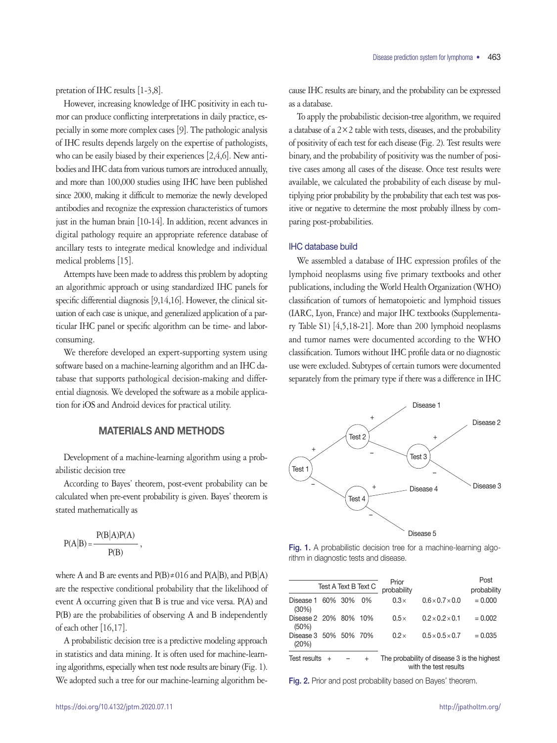pretation of IHC results [1-3,8].

However, increasing knowledge of IHC positivity in each tumor can produce conflicting interpretations in daily practice, especially in some more complex cases [9]. The pathologic analysis of IHC results depends largely on the expertise of pathologists, who can be easily biased by their experiences [2,4,6]. New antibodies and IHC data from various tumors are introduced annually, and more than 100,000 studies using IHC have been published since 2000, making it difficult to memorize the newly developed antibodies and recognize the expression characteristics of tumors just in the human brain [10-14]. In addition, recent advances in digital pathology require an appropriate reference database of ancillary tests to integrate medical knowledge and individual medical problems [15].

Attempts have been made to address this problem by adopting an algorithmic approach or using standardized IHC panels for specific differential diagnosis [9,14,16]. However, the clinical situation of each case is unique, and generalized application of a particular IHC panel or specific algorithm can be time- and labor-consuming.

We therefore developed an expert-supporting system using software based on a machine-learning algorithm and an IHC database that supports pathological decision-making and differential diagnosis. We developed the software as a mobile application for iOS and Android devices for practical utility.

## MATERIALS AND METHODS

Development of a machine-learning algorithm using a probabilistic decision tree

According to Bayes' theorem, post-event probability can be calculated when pre-event probability is given. Bayes' theorem is stated mathematically as

$$P(A|B) = \frac{P(B|A)P(A)}{P(B)},$$

where A and B are events and $P(B) \neq 016$ and $P(A|B)$, and $P(B|A)$ are the respective conditional probability that the likelihood of event A occurring given that B is true and vice versa. P(A) and P(B) are the probabilities of observing A and B independently of each other [16,17].

A probabilistic decision tree is a predictive modeling approach in statistics and data mining. It is often used for machine-learning algorithms, especially when test node results are binary (Fig. 1). We adopted such a tree for our machine-learning algorithm because IHC results are binary, and the probability can be expressed as a database.

To apply the probabilistic decision-tree algorithm, we required a database of a 2×2 table with tests, diseases, and the probability of positivity of each test for each disease (Fig. 2). Test results were binary, and the probability of positivity was the number of positive cases among all cases of the disease. Once test results were available, we calculated the probability of each disease by multiplying prior probability by the probability that each test was positive or negative to determine the most probably illness by comparing post-probabilities.

### IHC database build

We assembled a database of IHC expression profiles of the lymphoid neoplasms using five primary textbooks and other publications, including the World Health Organization (WHO) classification of tumors of hematopoietic and lymphoid tissues (IARC, Lyon, France) and major IHC textbooks (Supplementary Table S1) [4,5,18-21]. More than 200 lymphoid neoplasms and tumor names were documented according to the WHO classification. Tumors without IHC profile data or no diagnostic use were excluded. Subtypes of certain tumors were documented separately from the primary type if there was a difference in IHC

Fig. 1. A probabilistic decision tree for a machine-learning algorithm in diagnostic tests and disease.

| | Test A | Text B | Text C | Prior probability | | Post probability |
|---|---|---|---|---|---|---|
| Disease 1 (30%) | 60% | 30% | 0% | 0.3× | 0.6×0.7×0.0 | = 0.000 |
| Disease 2 (50%) | 20% | 80% | 10% | 0.5× | 0.2×0.2×0.1 | = 0.002 |
| Disease 3 (20%) | 50% | 50% | 70% | 0.2× | 0.5×0.5×0.7 | = 0.035 |
| Test results | + | − | + | The probability of disease 3 is the highest with the test results | | |

Fig. 2. Prior and post probability based on Bayes' theorem.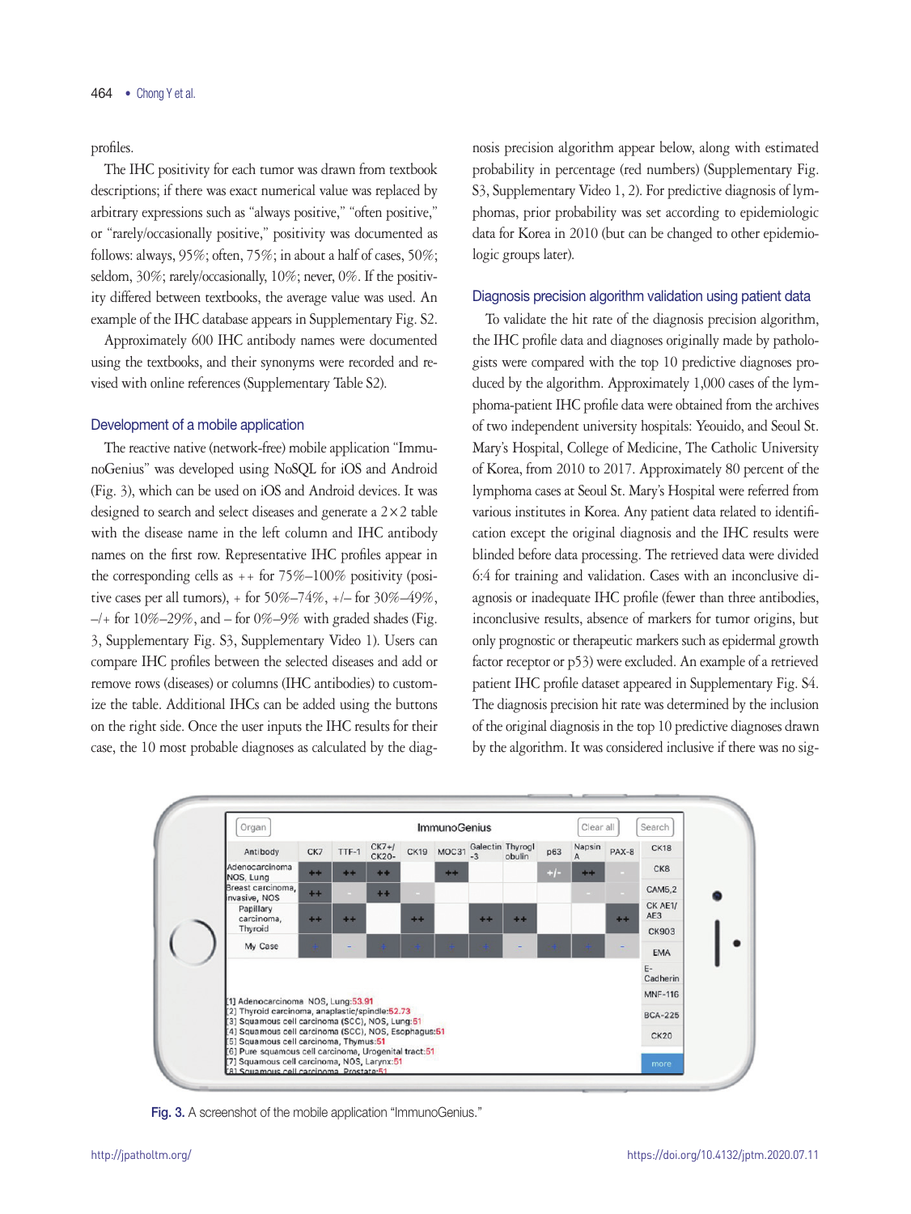profiles.

The IHC positivity for each tumor was drawn from textbook descriptions; if there was exact numerical value was replaced by arbitrary expressions such as "always positive," "often positive," or "rarely/occasionally positive," positivity was documented as follows: always, 95%; often, 75%; in about a half of cases, 50%; seldom, 30%; rarely/occasionally, 10%; never, 0%. If the positivity differed between textbooks, the average value was used. An example of the IHC database appears in Supplementary Fig. S2.

Approximately 600 IHC antibody names were documented using the textbooks, and their synonyms were recorded and revised with online references (Supplementary Table S2).

### Development of a mobile application

The reactive native (network-free) mobile application "ImmunoGenius" was developed using NoSQL for iOS and Android (Fig. 3), which can be used on iOS and Android devices. It was designed to search and select diseases and generate a 2×2 table with the disease name in the left column and IHC antibody names on the first row. Representative IHC profiles appear in the corresponding cells as ++ for 75%–100% positivity (positive cases per all tumors), + for 50%–74%, +/– for 30%–49%, –/+ for 10%–29%, and – for 0%–9% with graded shades (Fig. 3, Supplementary Fig. S3, Supplementary Video 1). Users can compare IHC profiles between the selected diseases and add or remove rows (diseases) or columns (IHC antibodies) to customize the table. Additional IHCs can be added using the buttons on the right side. Once the user inputs the IHC results for their case, the 10 most probable diagnoses as calculated by the diagnosis precision algorithm appear below, along with estimated probability in percentage (red numbers) (Supplementary Fig. S3, Supplementary Video 1, 2). For predictive diagnosis of lymphomas, prior probability was set according to epidemiologic data for Korea in 2010 (but can be changed to other epidemiologic groups later).

### Diagnosis precision algorithm validation using patient data

To validate the hit rate of the diagnosis precision algorithm, the IHC profile data and diagnoses originally made by pathologists were compared with the top 10 predictive diagnoses produced by the algorithm. Approximately 1,000 cases of the lymphoma-patient IHC profile data were obtained from the archives of two independent university hospitals: Yeouido, and Seoul St. Mary's Hospital, College of Medicine, The Catholic University of Korea, from 2010 to 2017. Approximately 80 percent of the lymphoma cases at Seoul St. Mary's Hospital were referred from various institutes in Korea. Any patient data related to identification except the original diagnosis and the IHC results were blinded before data processing. The retrieved data were divided 6:4 for training and validation. Cases with an inconclusive diagnosis or inadequate IHC profile (fewer than three antibodies, inconclusive results, absence of markers for tumor origins, but only prognostic or therapeutic markers such as epidermal growth factor receptor or p53) were excluded. An example of a retrieved patient IHC profile dataset appeared in Supplementary Fig. S4. The diagnosis precision hit rate was determined by the inclusion of the original diagnosis in the top 10 predictive diagnoses drawn by the algorithm. It was considered inclusive if there was no sig-

Fig. 3. A screenshot of the mobile application "ImmunoGenius."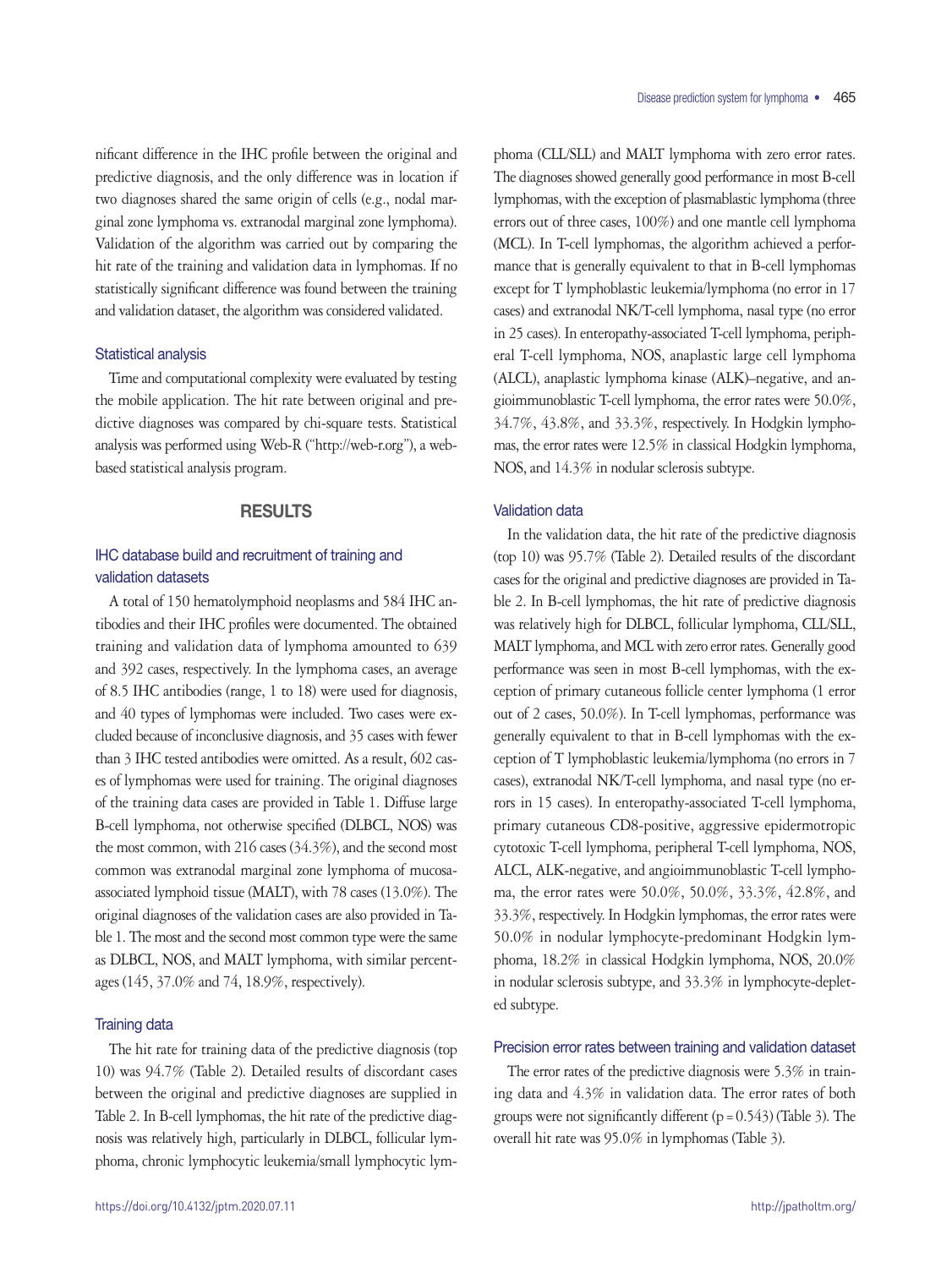nificant difference in the IHC profile between the original and predictive diagnosis, and the only difference was in location if two diagnoses shared the same origin of cells (e.g., nodal marginal zone lymphoma vs. extranodal marginal zone lymphoma). Validation of the algorithm was carried out by comparing the hit rate of the training and validation data in lymphomas. If no statistically significant difference was found between the training and validation dataset, the algorithm was considered validated.

### Statistical analysis

Time and computational complexity were evaluated by testing the mobile application. The hit rate between original and predictive diagnoses was compared by chi-square tests. Statistical analysis was performed using Web-R ("http://web-r.org"), a web-based statistical analysis program.

## RESULTS

### IHC database build and recruitment of training and validation datasets

A total of 150 hematolymphoid neoplasms and 584 IHC antibodies and their IHC profiles were documented. The obtained training and validation data of lymphoma amounted to 639 and 392 cases, respectively. In the lymphoma cases, an average of 8.5 IHC antibodies (range, 1 to 18) were used for diagnosis, and 40 types of lymphomas were included. Two cases were excluded because of inconclusive diagnosis, and 35 cases with fewer than 3 IHC tested antibodies were omitted. As a result, 602 cases of lymphomas were used for training. The original diagnoses of the training data cases are provided in Table 1. Diffuse large B-cell lymphoma, not otherwise specified (DLBCL, NOS) was the most common, with 216 cases (34.3%), and the second most common was extranodal marginal zone lymphoma of mucosa-associated lymphoid tissue (MALT), with 78 cases (13.0%). The original diagnoses of the validation cases are also provided in Table 1. The most and the second most common type were the same as DLBCL, NOS, and MALT lymphoma, with similar percentages (145, 37.0% and 74, 18.9%, respectively).

### Training data

The hit rate for training data of the predictive diagnosis (top 10) was 94.7% (Table 2). Detailed results of discordant cases between the original and predictive diagnoses are supplied in Table 2. In B-cell lymphomas, the hit rate of the predictive diagnosis was relatively high, particularly in DLBCL, follicular lymphoma, chronic lymphocytic leukemia/small lymphocytic lymphoma (CLL/SLL) and MALT lymphoma with zero error rates. The diagnoses showed generally good performance in most B-cell lymphomas, with the exception of plasmablastic lymphoma (three errors out of three cases, 100%) and one mantle cell lymphoma (MCL). In T-cell lymphomas, the algorithm achieved a performance that is generally equivalent to that in B-cell lymphomas except for T lymphoblastic leukemia/lymphoma (no error in 17 cases) and extranodal NK/T-cell lymphoma, nasal type (no error in 25 cases). In enteropathy-associated T-cell lymphoma, peripheral T-cell lymphoma, NOS, anaplastic large cell lymphoma (ALCL), anaplastic lymphoma kinase (ALK)–negative, and angioimmunoblastic T-cell lymphoma, the error rates were 50.0%, 34.7%, 43.8%, and 33.3%, respectively. In Hodgkin lymphomas, the error rates were 12.5% in classical Hodgkin lymphoma, NOS, and 14.3% in nodular sclerosis subtype.

### Validation data

In the validation data, the hit rate of the predictive diagnosis (top 10) was 95.7% (Table 2). Detailed results of the discordant cases for the original and predictive diagnoses are provided in Table 2. In B-cell lymphomas, the hit rate of predictive diagnosis was relatively high for DLBCL, follicular lymphoma, CLL/SLL, MALT lymphoma, and MCL with zero error rates. Generally good performance was seen in most B-cell lymphomas, with the exception of primary cutaneous follicle center lymphoma (1 error out of 2 cases, 50.0%). In T-cell lymphomas, performance was generally equivalent to that in B-cell lymphomas with the exception of T lymphoblastic leukemia/lymphoma (no errors in 7 cases), extranodal NK/T-cell lymphoma, and nasal type (no errors in 15 cases). In enteropathy-associated T-cell lymphoma, primary cutaneous CD8-positive, aggressive epidermotropic cytotoxic T-cell lymphoma, peripheral T-cell lymphoma, NOS, ALCL, ALK-negative, and angioimmunoblastic T-cell lymphoma, the error rates were 50.0%, 50.0%, 33.3%, 42.8%, and 33.3%, respectively. In Hodgkin lymphomas, the error rates were 50.0% in nodular lymphocyte-predominant Hodgkin lymphoma, 18.2% in classical Hodgkin lymphoma, NOS, 20.0% in nodular sclerosis subtype, and 33.3% in lymphocyte-depleted subtype.

### Precision error rates between training and validation dataset

The error rates of the predictive diagnosis were 5.3% in training data and 4.3% in validation data. The error rates of both groups were not significantly different ($p = 0.543$) (Table 3). The overall hit rate was 95.0% in lymphomas (Table 3).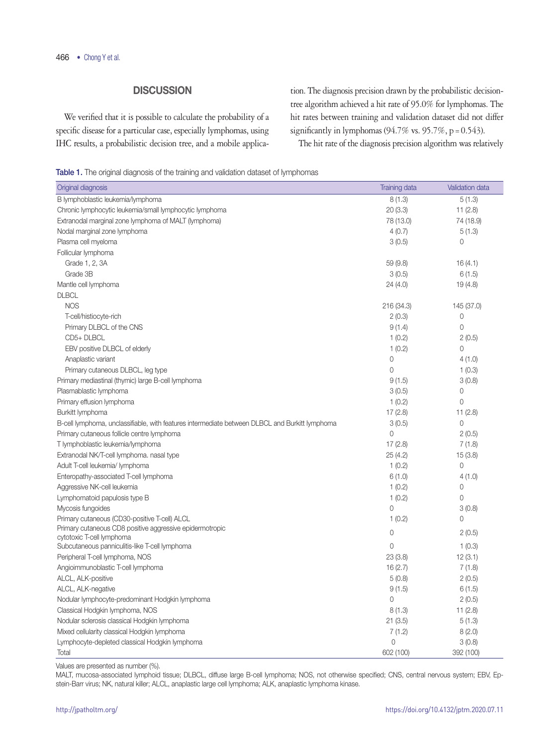## DISCUSSION

We verified that it is possible to calculate the probability of a specific disease for a particular case, especially lymphomas, using IHC results, a probabilistic decision tree, and a mobile application. The diagnosis precision drawn by the probabilistic decision-tree algorithm achieved a hit rate of 95.0% for lymphomas. The hit rates between training and validation dataset did not differ significantly in lymphomas (94.7% vs. 95.7%, $p = 0.543$).

The hit rate of the diagnosis precision algorithm was relatively

**Table 1.** The original diagnosis of the training and validation dataset of lymphomas

| Original diagnosis | Training data | Validation data |
|---|---|---|
| B lymphoblastic leukemia/lymphoma | 8 (1.3) | 5 (1.3) |
| Chronic lymphocytic leukemia/small lymphocytic lymphoma | 20 (3.3) | 11 (2.8) |
| Extranodal marginal zone lymphoma of MALT (lymphoma) | 78 (13.0) | 74 (18.9) |
| Nodal marginal zone lymphoma | 4 (0.7) | 5 (1.3) |
| Plasma cell myeloma | 3 (0.5) | 0 |
| Follicular lymphoma | | |
| Grade 1, 2, 3A | 59 (9.8) | 16 (4.1) |
| Grade 3B | 3 (0.5) | 6 (1.5) |
| Mantle cell lymphoma | 24 (4.0) | 19 (4.8) |
| DLBCL | | |
| NOS | 216 (34.3) | 145 (37.0) |
| T-cell/histiocyte-rich | 2 (0.3) | 0 |
| Primary DLBCL of the CNS | 9 (1.4) | 0 |
| CD5+ DLBCL | 1 (0.2) | 2 (0.5) |
| EBV positive DLBCL of elderly | 1 (0.2) | 0 |
| Anaplastic variant | 0 | 4 (1.0) |
| Primary cutaneous DLBCL, leg type | 0 | 1 (0.3) |
| Primary mediastinal (thymic) large B-cell lymphoma | 9 (1.5) | 3 (0.8) |
| Plasmablastic lymphoma | 3 (0.5) | 0 |
| Primary effusion lymphoma | 1 (0.2) | 0 |
| Burkitt lymphoma | 17 (2.8) | 11 (2.8) |
| B-cell lymphoma, unclassifiable, with features intermediate between DLBCL and Burkitt lymphoma | 3 (0.5) | 0 |
| Primary cutaneous follicle centre lymphoma | 0 | 2 (0.5) |
| T lymphoblastic leukemia/lymphoma | 17 (2.8) | 7 (1.8) |
| Extranodal NK/T-cell lymphoma. nasal type | 25 (4.2) | 15 (3.8) |
| Adult T-cell leukemia/ lymphoma | 1 (0.2) | 0 |
| Enteropathy-associated T-cell lymphoma | 6 (1.0) | 4 (1.0) |
| Aggressive NK-cell leukemia | 1 (0.2) | 0 |
| Lymphomatoid papulosis type B | 1 (0.2) | 0 |
| Mycosis fungoides | 0 | 3 (0.8) |
| Primary cutaneous (CD30-positive T-cell) ALCL | 1 (0.2) | 0 |
| Primary cutaneous CD8 positive aggressive epidermotropic cytotoxic T-cell lymphoma | 0 | 2 (0.5) |
| Subcutaneous panniculitis-like T-cell lymphoma | 0 | 1 (0.3) |
| Peripheral T-cell lymphoma, NOS | 23 (3.8) | 12 (3.1) |
| Angioimmunoblastic T-cell lymphoma | 16 (2.7) | 7 (1.8) |
| ALCL, ALK-positive | 5 (0.8) | 2 (0.5) |
| ALCL, ALK-negative | 9 (1.5) | 6 (1.5) |
| Nodular lymphocyte-predominant Hodgkin lymphoma | 0 | 2 (0.5) |
| Classical Hodgkin lymphoma, NOS | 8 (1.3) | 11 (2.8) |
| Nodular sclerosis classical Hodgkin lymphoma | 21 (3.5) | 5 (1.3) |
| Mixed cellularity classical Hodgkin lymphoma | 7 (1.2) | 8 (2.0) |
| Lymphocyte-depleted classical Hodgkin lymphoma | 0 | 3 (0.8) |
| Total | 602 (100) | 392 (100) |

Values are presented as number (%).

MALT, mucosa-associated lymphoid tissue; DLBCL, diffuse large B-cell lymphoma; NOS, not otherwise specified; CNS, central nervous system; EBV, Epstein-Barr virus; NK, natural killer; ALCL, anaplastic large cell lymphoma; ALK, anaplastic lymphoma kinase.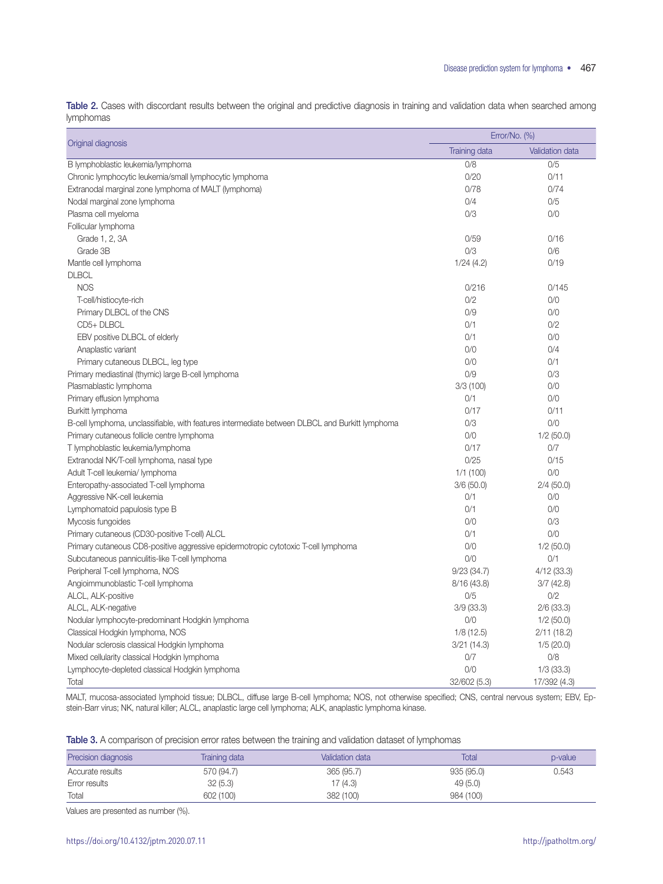**Table 2.** Cases with discordant results between the original and predictive diagnosis in training and validation data when searched among lymphomas

| Original diagnosis | Error/No. (%) | |
|---|---|---|
| | Training data | Validation data |
| B lymphoblastic leukemia/lymphoma | 0/8 | 0/5 |
| Chronic lymphocytic leukemia/small lymphocytic lymphoma | 0/20 | 0/11 |
| Extranodal marginal zone lymphoma of MALT (lymphoma) | 0/78 | 0/74 |
| Nodal marginal zone lymphoma | 0/4 | 0/5 |
| Plasma cell myeloma | 0/3 | 0/0 |
| Follicular lymphoma | | |
| Grade 1, 2, 3A | 0/59 | 0/16 |
| Grade 3B | 0/3 | 0/6 |
| Mantle cell lymphoma | 1/24 (4.2) | 0/19 |
| DLBCL | | |
| NOS | 0/216 | 0/145 |
| T-cell/histiocyte-rich | 0/2 | 0/0 |
| Primary DLBCL of the CNS | 0/9 | 0/0 |
| CD5+ DLBCL | 0/1 | 0/2 |
| EBV positive DLBCL of elderly | 0/1 | 0/0 |
| Anaplastic variant | 0/0 | 0/4 |
| Primary cutaneous DLBCL, leg type | 0/0 | 0/1 |
| Primary mediastinal (thymic) large B-cell lymphoma | 0/9 | 0/3 |
| Plasmablastic lymphoma | 3/3 (100) | 0/0 |
| Primary effusion lymphoma | 0/1 | 0/0 |
| Burkitt lymphoma | 0/17 | 0/11 |
| B-cell lymphoma, unclassifiable, with features intermediate between DLBCL and Burkitt lymphoma | 0/3 | 0/0 |
| Primary cutaneous follicle centre lymphoma | 0/0 | 1/2 (50.0) |
| T lymphoblastic leukemia/lymphoma | 0/17 | 0/7 |
| Extranodal NK/T-cell lymphoma, nasal type | 0/25 | 0/15 |
| Adult T-cell leukemia/ lymphoma | 1/1 (100) | 0/0 |
| Enteropathy-associated T-cell lymphoma | 3/6 (50.0) | 2/4 (50.0) |
| Aggressive NK-cell leukemia | 0/1 | 0/0 |
| Lymphomatoid papulosis type B | 0/1 | 0/0 |
| Mycosis fungoides | 0/0 | 0/3 |
| Primary cutaneous (CD30-positive T-cell) ALCL | 0/1 | 0/0 |
| Primary cutaneous CD8-positive aggressive epidermotropic cytotoxic T-cell lymphoma | 0/0 | 1/2 (50.0) |
| Subcutaneous panniculitis-like T-cell lymphoma | 0/0 | 0/1 |
| Peripheral T-cell lymphoma, NOS | 9/23 (34.7) | 4/12 (33.3) |
| Angioimmunoblastic T-cell lymphoma | 8/16 (43.8) | 3/7 (42.8) |
| ALCL, ALK-positive | 0/5 | 0/2 |
| ALCL, ALK-negative | 3/9 (33.3) | 2/6 (33.3) |
| Nodular lymphocyte-predominant Hodgkin lymphoma | 0/0 | 1/2 (50.0) |
| Classical Hodgkin lymphoma, NOS | 1/8 (12.5) | 2/11 (18.2) |
| Nodular sclerosis classical Hodgkin lymphoma | 3/21 (14.3) | 1/5 (20.0) |
| Mixed cellularity classical Hodgkin lymphoma | 0/7 | 0/8 |
| Lymphocyte-depleted classical Hodgkin lymphoma | 0/0 | 1/3 (33.3) |
| Total | 32/602 (5.3) | 17/392 (4.3) |

MALT, mucosa-associated lymphoid tissue; DLBCL, diffuse large B-cell lymphoma; NOS, not otherwise specified; CNS, central nervous system; EBV, Epstein-Barr virus; NK, natural killer; ALCL, anaplastic large cell lymphoma; ALK, anaplastic lymphoma kinase.

**Table 3.** A comparison of precision error rates between the training and validation dataset of lymphomas

| Precision diagnosis | Training data | Validation data | Total | p-value |
|---|---|---|---|---|
| Accurate results | 570 (94.7) | 365 (95.7) | 935 (95.0) | 0.543 |
| Error results | 32 (5.3) | 17 (4.3) | 49 (5.0) | |
| Total | 602 (100) | 382 (100) | 984 (100) | |

Values are presented as number (%).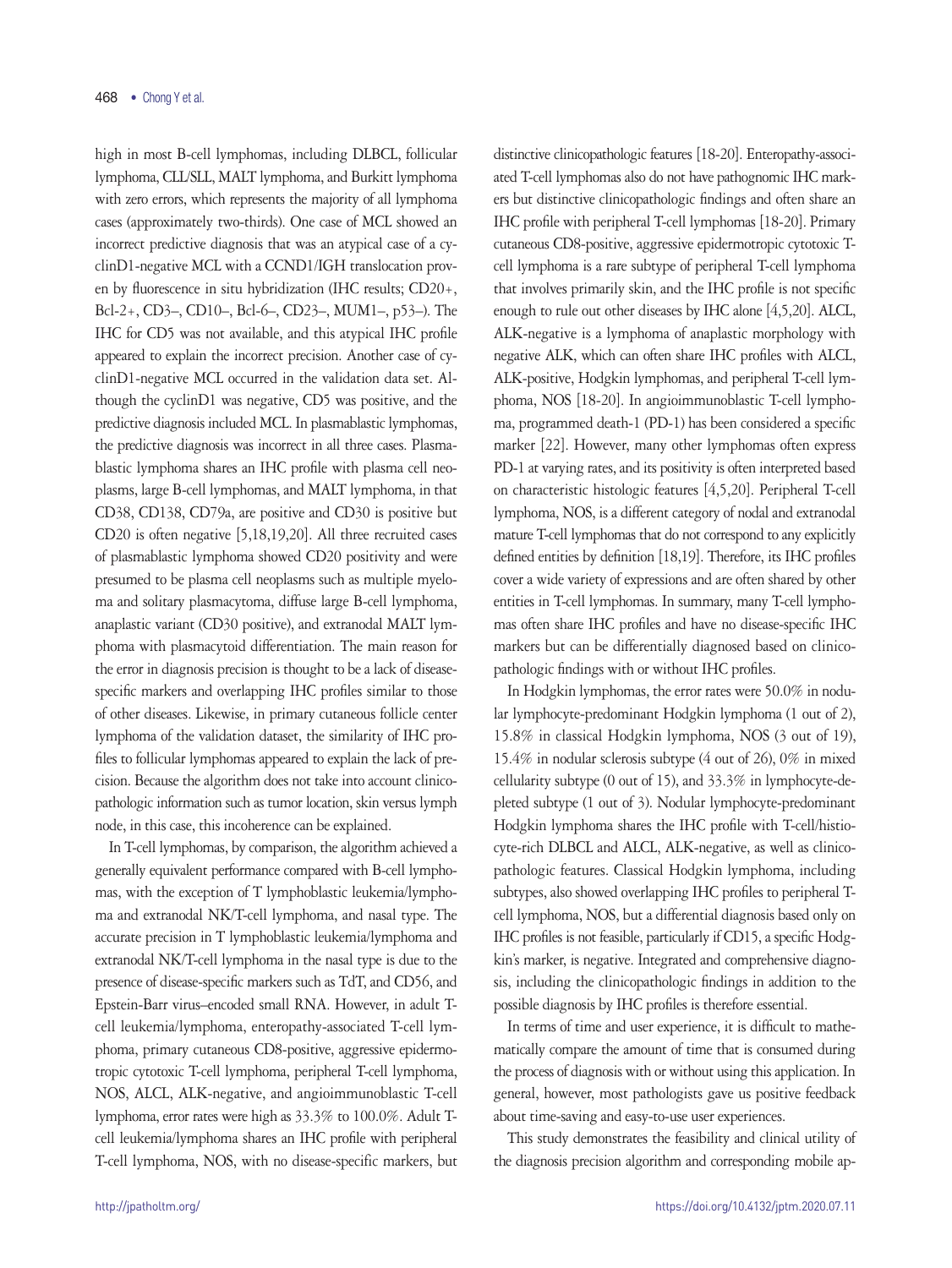high in most B-cell lymphomas, including DLBCL, follicular lymphoma, CLL/SLL, MALT lymphoma, and Burkitt lymphoma with zero errors, which represents the majority of all lymphoma cases (approximately two-thirds). One case of MCL showed an incorrect predictive diagnosis that was an atypical case of a cyclinD1-negative MCL with a CCND1/IGH translocation proven by fluorescence in situ hybridization (IHC results; CD20+, Bcl-2+, CD3–, CD10–, Bcl-6–, CD23–, MUM1–, p53–). The IHC for CD5 was not available, and this atypical IHC profile appeared to explain the incorrect precision. Another case of cyclinD1-negative MCL occurred in the validation data set. Although the cyclinD1 was negative, CD5 was positive, and the predictive diagnosis included MCL. In plasmablastic lymphomas, the predictive diagnosis was incorrect in all three cases. Plasmablastic lymphoma shares an IHC profile with plasma cell neoplasms, large B-cell lymphomas, and MALT lymphoma, in that CD38, CD138, CD79a, are positive and CD30 is positive but CD20 is often negative [5,18,19,20]. All three recruited cases of plasmablastic lymphoma showed CD20 positivity and were presumed to be plasma cell neoplasms such as multiple myeloma and solitary plasmacytoma, diffuse large B-cell lymphoma, anaplastic variant (CD30 positive), and extranodal MALT lymphoma with plasmacytoid differentiation. The main reason for the error in diagnosis precision is thought to be a lack of disease-specific markers and overlapping IHC profiles similar to those of other diseases. Likewise, in primary cutaneous follicle center lymphoma of the validation dataset, the similarity of IHC profiles to follicular lymphomas appeared to explain the lack of precision. Because the algorithm does not take into account clinicopathologic information such as tumor location, skin versus lymph node, in this case, this incoherence can be explained.

In T-cell lymphomas, by comparison, the algorithm achieved a generally equivalent performance compared with B-cell lymphomas, with the exception of T lymphoblastic leukemia/lymphoma and extranodal NK/T-cell lymphoma, and nasal type. The accurate precision in T lymphoblastic leukemia/lymphoma and extranodal NK/T-cell lymphoma in the nasal type is due to the presence of disease-specific markers such as TdT, and CD56, and Epstein-Barr virus–encoded small RNA. However, in adult T-cell leukemia/lymphoma, enteropathy-associated T-cell lymphoma, primary cutaneous CD8-positive, aggressive epidermotropic cytotoxic T-cell lymphoma, peripheral T-cell lymphoma, NOS, ALCL, ALK-negative, and angioimmunoblastic T-cell lymphoma, error rates were high as 33.3% to 100.0%. Adult T-cell leukemia/lymphoma shares an IHC profile with peripheral T-cell lymphoma, NOS, with no disease-specific markers, but distinctive clinicopathologic features [18-20]. Enteropathy-associated T-cell lymphomas also do not have pathognomic IHC markers but distinctive clinicopathologic findings and often share an IHC profile with peripheral T-cell lymphomas [18-20]. Primary cutaneous CD8-positive, aggressive epidermotropic cytotoxic T-cell lymphoma is a rare subtype of peripheral T-cell lymphoma that involves primarily skin, and the IHC profile is not specific enough to rule out other diseases by IHC alone [4,5,20]. ALCL, ALK-negative is a lymphoma of anaplastic morphology with negative ALK, which can often share IHC profiles with ALCL, ALK-positive, Hodgkin lymphomas, and peripheral T-cell lymphoma, NOS [18-20]. In angioimmunoblastic T-cell lymphoma, programmed death-1 (PD-1) has been considered a specific marker [22]. However, many other lymphomas often express PD-1 at varying rates, and its positivity is often interpreted based on characteristic histologic features [4,5,20]. Peripheral T-cell lymphoma, NOS, is a different category of nodal and extranodal mature T-cell lymphomas that do not correspond to any explicitly defined entities by definition [18,19]. Therefore, its IHC profiles cover a wide variety of expressions and are often shared by other entities in T-cell lymphomas. In summary, many T-cell lymphomas often share IHC profiles and have no disease-specific IHC markers but can be differentially diagnosed based on clinicopathologic findings with or without IHC profiles.

In Hodgkin lymphomas, the error rates were 50.0% in nodular lymphocyte-predominant Hodgkin lymphoma (1 out of 2), 15.8% in classical Hodgkin lymphoma, NOS (3 out of 19), 15.4% in nodular sclerosis subtype (4 out of 26), 0% in mixed cellularity subtype (0 out of 15), and 33.3% in lymphocyte-depleted subtype (1 out of 3). Nodular lymphocyte-predominant Hodgkin lymphoma shares the IHC profile with T-cell/histiocyte-rich DLBCL and ALCL, ALK-negative, as well as clinicopathologic features. Classical Hodgkin lymphoma, including subtypes, also showed overlapping IHC profiles to peripheral T-cell lymphoma, NOS, but a differential diagnosis based only on IHC profiles is not feasible, particularly if CD15, a specific Hodgkin's marker, is negative. Integrated and comprehensive diagnosis, including the clinicopathologic findings in addition to the possible diagnosis by IHC profiles is therefore essential.

In terms of time and user experience, it is difficult to mathematically compare the amount of time that is consumed during the process of diagnosis with or without using this application. In general, however, most pathologists gave us positive feedback about time-saving and easy-to-use user experiences.

This study demonstrates the feasibility and clinical utility of the diagnosis precision algorithm and corresponding mobile ap-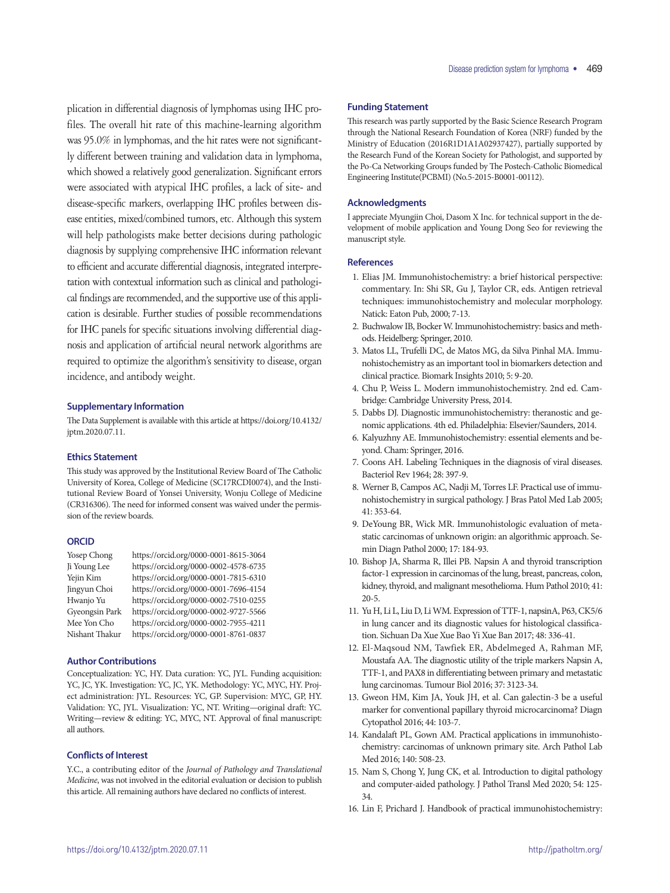plication in differential diagnosis of lymphomas using IHC profiles. The overall hit rate of this machine-learning algorithm was 95.0% in lymphomas, and the hit rates were not significantly different between training and validation data in lymphoma, which showed a relatively good generalization. Significant errors were associated with atypical IHC profiles, a lack of site- and disease-specific markers, overlapping IHC profiles between disease entities, mixed/combined tumors, etc. Although this system will help pathologists make better decisions during pathologic diagnosis by supplying comprehensive IHC information relevant to efficient and accurate differential diagnosis, integrated interpretation with contextual information such as clinical and pathological findings are recommended, and the supportive use of this application is desirable. Further studies of possible recommendations for IHC panels for specific situations involving differential diagnosis and application of artificial neural network algorithms are required to optimize the algorithm's sensitivity to disease, organ incidence, and antibody weight.

### Supplementary Information

The Data Supplement is available with this article at https://doi.org/10.4132/jptm.2020.07.11.

### Ethics Statement

This study was approved by the Institutional Review Board of The Catholic University of Korea, College of Medicine (SC17RCDI0074), and the Institutional Review Board of Yonsei University, Wonju College of Medicine (CR316306). The need for informed consent was waived under the permission of the review boards.

### ORCID

| | |
|---|---|
| Yosep Chong | https://orcid.org/0000-0001-8615-3064 |
| Ji Young Lee | https://orcid.org/0000-0002-4578-6735 |
| Yejin Kim | https://orcid.org/0000-0001-7815-6310 |
| Jingyun Choi | https://orcid.org/0000-0001-7696-4154 |
| Hwanjo Yu | https://orcid.org/0000-0002-7510-0255 |
| Gyeongsin Park | https://orcid.org/0000-0002-9727-5566 |
| Mee Yon Cho | https://orcid.org/0000-0002-7955-4211 |
| Nishant Thakur | https://orcid.org/0000-0001-8761-0837 |

### Author Contributions

Conceptualization: YC, HY. Data curation: YC, JYL. Funding acquisition: YC, JC, YK. Investigation: YC, JC, YK. Methodology: YC, MYC, HY. Project administration: JYL. Resources: YC, GP. Supervision: MYC, GP, HY. Validation: YC, JYL. Visualization: YC, NT. Writing—original draft: YC. Writing—review & editing: YC, MYC, NT. Approval of final manuscript: all authors.

### Conflicts of Interest

Y.C., a contributing editor of the *Journal of Pathology and Translational Medicine*, was not involved in the editorial evaluation or decision to publish this article. All remaining authors have declared no conflicts of interest.

### Funding Statement

This research was partly supported by the Basic Science Research Program through the National Research Foundation of Korea (NRF) funded by the Ministry of Education (2016R1D1A1A02937427), partially supported by the Research Fund of the Korean Society for Pathologist, and supported by the Po-Ca Networking Groups funded by The Postech-Catholic Biomedical Engineering Institute(PCBMI) (No.5-2015-B0001-00112).

### Acknowledgments

I appreciate Myungjin Choi, Dasom X Inc. for technical support in the development of mobile application and Young Dong Seo for reviewing the manuscript style.

### References

1. Elias JM. Immunohistochemistry: a brief historical perspective: commentary. In: Shi SR, Gu J, Taylor CR, eds. Antigen retrieval techniques: immunohistochemistry and molecular morphology. Natick: Eaton Pub, 2000; 7-13.
2. Buchwalow IB, Bocker W. Immunohistochemistry: basics and methods. Heidelberg: Springer, 2010.
3. Matos LL, Trufelli DC, de Matos MG, da Silva Pinhal MA. Immunohistochemistry as an important tool in biomarkers detection and clinical practice. Biomark Insights 2010; 5: 9-20.
4. Chu P, Weiss L. Modern immunohistochemistry. 2nd ed. Cambridge: Cambridge University Press, 2014.
5. Dabbs DJ. Diagnostic immunohistochemistry: theranostic and genomic applications. 4th ed. Philadelphia: Elsevier/Saunders, 2014.
6. Kalyuzhny AE. Immunohistochemistry: essential elements and beyond. Cham: Springer, 2016.
7. Coons AH. Labeling Techniques in the diagnosis of viral diseases. Bacteriol Rev 1964; 28: 397-9.
8. Werner B, Campos AC, Nadji M, Torres LF. Practical use of immunohistochemistry in surgical pathology. J Bras Patol Med Lab 2005; 41: 353-64.
9. DeYoung BR, Wick MR. Immunohistologic evaluation of metastatic carcinomas of unknown origin: an algorithmic approach. Semin Diagn Pathol 2000; 17: 184-93.
10. Bishop JA, Sharma R, Illei PB. Napsin A and thyroid transcription factor-1 expression in carcinomas of the lung, breast, pancreas, colon, kidney, thyroid, and malignant mesothelioma. Hum Pathol 2010; 41: 20-5.
11. Yu H, Li L, Liu D, Li WM. Expression of TTF-1, napsinA, P63, CK5/6 in lung cancer and its diagnostic values for histological classification. Sichuan Da Xue Xue Bao Yi Xue Ban 2017; 48: 336-41.
12. El-Maqsoud NM, Tawfiek ER, Abdelmeged A, Rahman MF, Moustafa AA. The diagnostic utility of the triple markers Napsin A, TTF-1, and PAX8 in differentiating between primary and metastatic lung carcinomas. Tumour Biol 2016; 37: 3123-34.
13. Gweon HM, Kim JA, Youk JH, et al. Can galectin-3 be a useful marker for conventional papillary thyroid microcarcinoma? Diagn Cytopathol 2016; 44: 103-7.
14. Kandalaft PL, Gown AM. Practical applications in immunohistochemistry: carcinomas of unknown primary site. Arch Pathol Lab Med 2016; 140: 508-23.
15. Nam S, Chong Y, Jung CK, et al. Introduction to digital pathology and computer-aided pathology. J Pathol Transl Med 2020; 54: 125-34.
16. Lin F, Prichard J. Handbook of practical immunohistochemistry: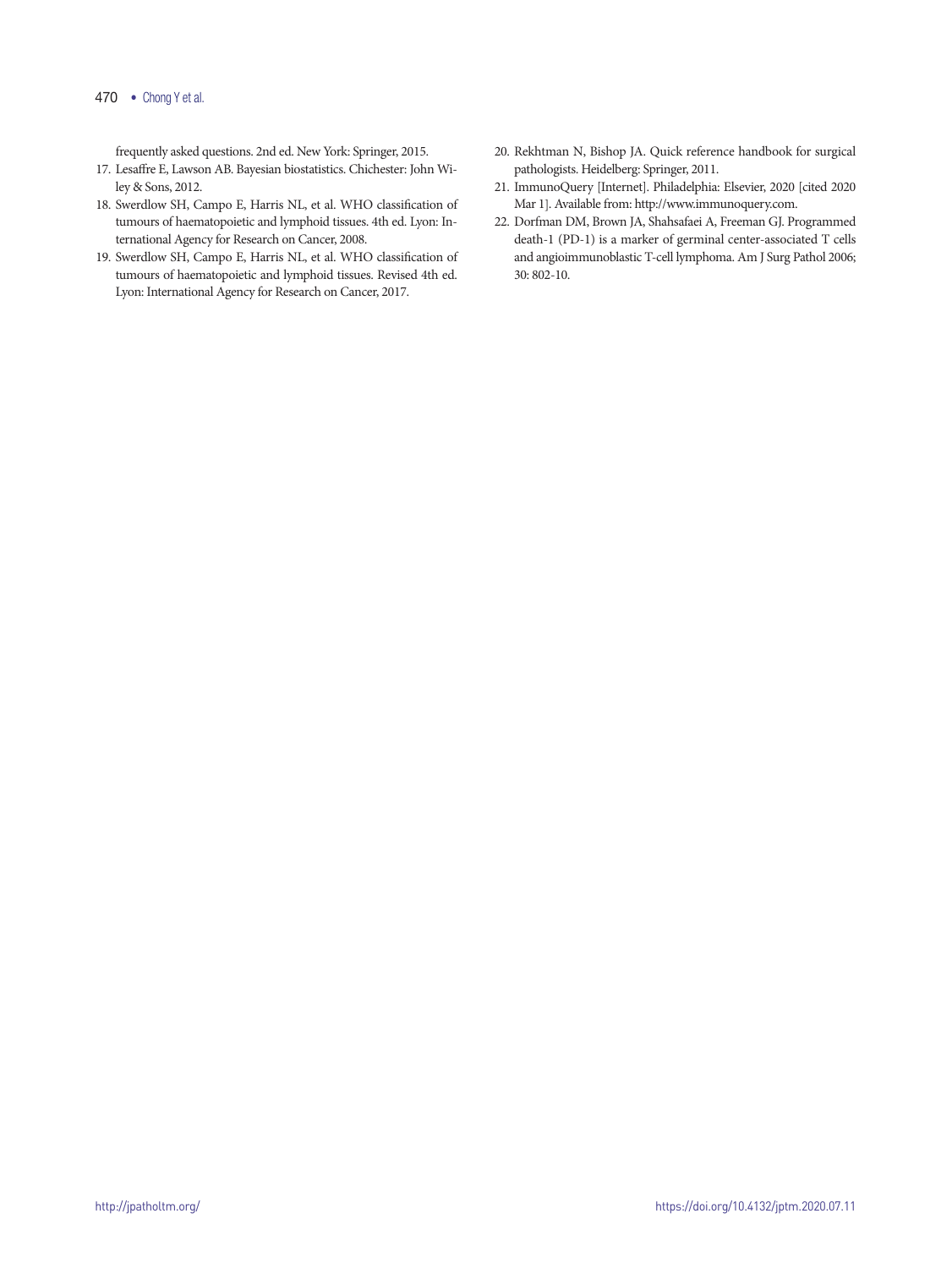frequently asked questions. 2nd ed. New York: Springer, 2015.

17. Lesaffre E, Lawson AB. Bayesian biostatistics. Chichester: John Wiley & Sons, 2012.
18. Swerdlow SH, Campo E, Harris NL, et al. WHO classification of tumours of haematopoietic and lymphoid tissues. 4th ed. Lyon: International Agency for Research on Cancer, 2008.
19. Swerdlow SH, Campo E, Harris NL, et al. WHO classification of tumours of haematopoietic and lymphoid tissues. Revised 4th ed. Lyon: International Agency for Research on Cancer, 2017.
20. Rekhtman N, Bishop JA. Quick reference handbook for surgical pathologists. Heidelberg: Springer, 2011.
21. ImmunoQuery [Internet]. Philadelphia: Elsevier, 2020 [cited 2020 Mar 1]. Available from: http://www.immunoquery.com.
22. Dorfman DM, Brown JA, Shahsafaei A, Freeman GJ. Programmed death-1 (PD-1) is a marker of germinal center-associated T cells and angioimmunoblastic T-cell lymphoma. Am J Surg Pathol 2006; 30: 802-10.